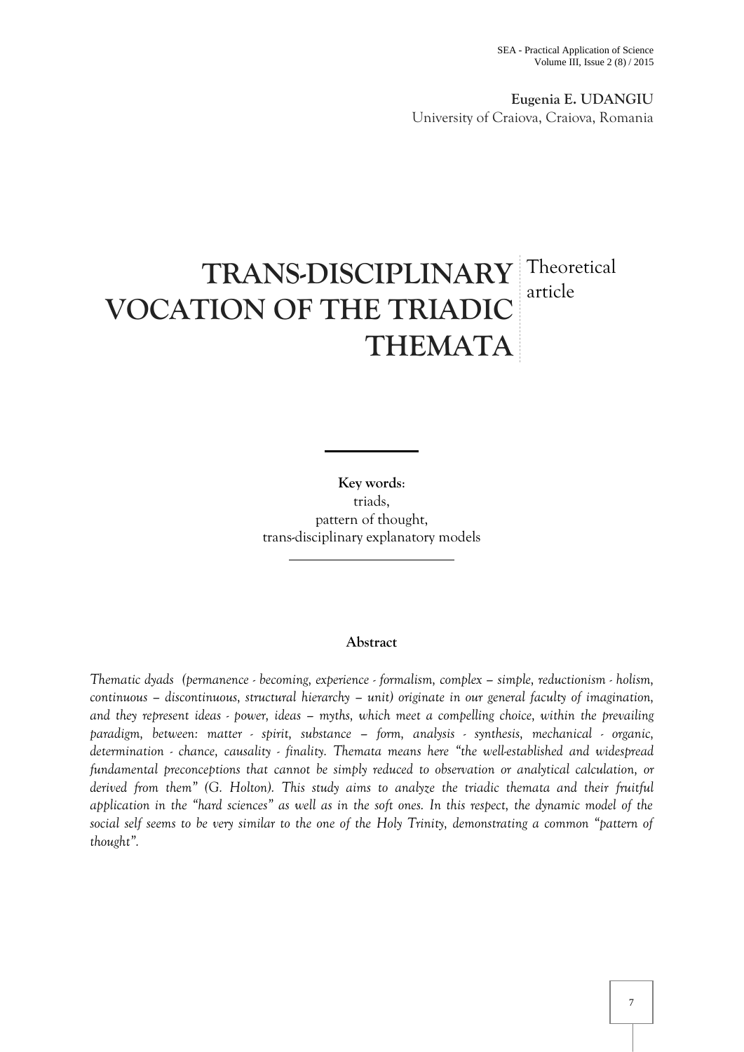**Eugenia E. UDANGIU**
University of Craiova, Craiova, Romania

# TRANS-DISCIPLINARY VOCATION OF THE TRIADIC THEMATA

Theoretical article

**Key words:**
triads,
pattern of thought,
trans-disciplinary explanatory models

## Abstract

*Thematic dyads (permanence - becoming, experience - formalism, complex – simple, reductionism - holism, continuous – discontinuous, structural hierarchy – unit) originate in our general faculty of imagination, and they represent ideas - power, ideas – myths, which meet a compelling choice, within the prevailing paradigm, between: matter - spirit, substance – form, analysis - synthesis, mechanical - organic, determination - chance, causality - finality. Themata means here "the well-established and widespread fundamental preconceptions that cannot be simply reduced to observation or analytical calculation, or derived from them" (G. Holton). This study aims to analyze the triadic themata and their fruitful application in the "hard sciences" as well as in the soft ones. In this respect, the dynamic model of the social self seems to be very similar to the one of the Holy Trinity, demonstrating a common "pattern of thought".*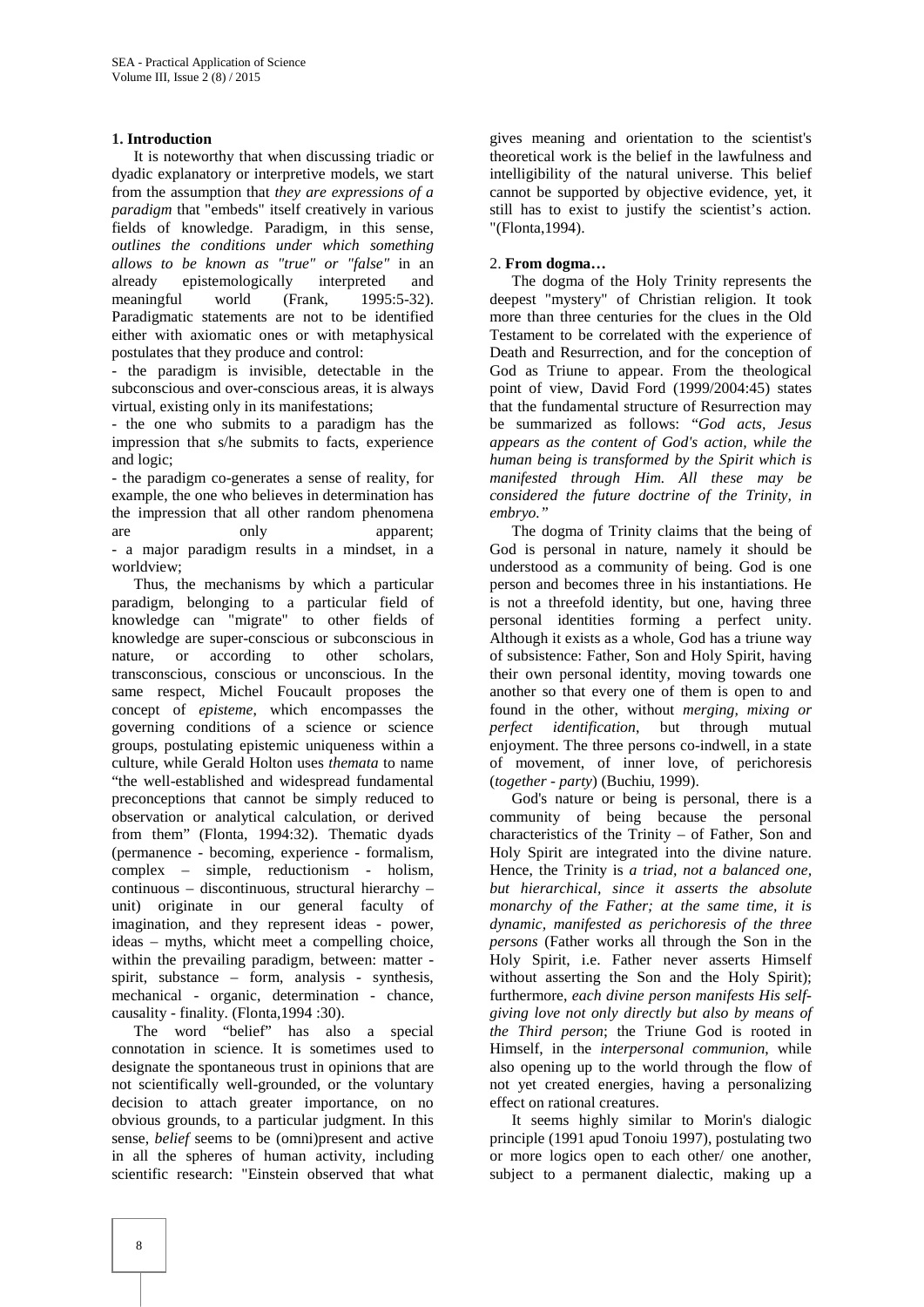## 1. Introduction

It is noteworthy that when discussing triadic or dyadic explanatory or interpretive models, we start from the assumption that *they are expressions of a paradigm* that "embeds" itself creatively in various fields of knowledge. Paradigm, in this sense, *outlines the conditions under which something allows to be known as "true" or "false"* in an already epistemologically interpreted and meaningful world (Frank, 1995:5-32). Paradigmatic statements are not to be identified either with axiomatic ones or with metaphysical postulates that they produce and control:

- the paradigm is invisible, detectable in the subconscious and over-conscious areas, it is always virtual, existing only in its manifestations;
- the one who submits to a paradigm has the impression that s/he submits to facts, experience and logic;
- the paradigm co-generates a sense of reality, for example, the one who believes in determination has the impression that all other random phenomena are only apparent;
- a major paradigm results in a mindset, in a worldview;

Thus, the mechanisms by which a particular paradigm, belonging to a particular field of knowledge can "migrate" to other fields of knowledge are super-conscious or subconscious in nature, or according to other scholars, transconscious, conscious or unconscious. In the same respect, Michel Foucault proposes the concept of *episteme*, which encompasses the governing conditions of a science or science groups, postulating epistemic uniqueness within a culture, while Gerald Holton uses *themata* to name "the well-established and widespread fundamental preconceptions that cannot be simply reduced to observation or analytical calculation, or derived from them" (Flonta, 1994:32). Thematic dyads (permanence - becoming, experience - formalism, complex – simple, reductionism - holism, continuous – discontinuous, structural hierarchy – unit) originate in our general faculty of imagination, and they represent ideas - power, ideas – myths, whicht meet a compelling choice, within the prevailing paradigm, between: matter - spirit, substance – form, analysis - synthesis, mechanical - organic, determination - chance, causality - finality. (Flonta,1994 :30).

The word "belief" has also a special connotation in science. It is sometimes used to designate the spontaneous trust in opinions that are not scientifically well-grounded, or the voluntary decision to attach greater importance, on no obvious grounds, to a particular judgment. In this sense, *belief* seems to be (omni)present and active in all the spheres of human activity, including scientific research: "Einstein observed that what gives meaning and orientation to the scientist's theoretical work is the belief in the lawfulness and intelligibility of the natural universe. This belief cannot be supported by objective evidence, yet, it still has to exist to justify the scientist's action. "(Flonta,1994).

## 2. From dogma…

The dogma of the Holy Trinity represents the deepest "mystery" of Christian religion. It took more than three centuries for the clues in the Old Testament to be correlated with the experience of Death and Resurrection, and for the conception of God as Triune to appear. From the theological point of view, David Ford (1999/2004:45) states that the fundamental structure of Resurrection may be summarized as follows: "*God acts, Jesus appears as the content of God's action, while the human being is transformed by the Spirit which is manifested through Him. All these may be considered the future doctrine of the Trinity, in embryo."*

The dogma of Trinity claims that the being of God is personal in nature, namely it should be understood as a community of being. God is one person and becomes three in his instantiations. He is not a threefold identity, but one, having three personal identities forming a perfect unity. Although it exists as a whole, God has a triune way of subsistence: Father, Son and Holy Spirit, having their own personal identity, moving towards one another so that every one of them is open to and found in the other, without *merging, mixing or perfect identification*, but through mutual enjoyment. The three persons co-indwell, in a state of movement, of inner love, of perichoresis (*together - party*) (Buchiu, 1999).

God's nature or being is personal, there is a community of being because the personal characteristics of the Trinity – of Father, Son and Holy Spirit are integrated into the divine nature. Hence, the Trinity is *a triad, not a balanced one, but hierarchical, since it asserts the absolute monarchy of the Father; at the same time, it is dynamic, manifested as perichoresis of the three persons* (Father works all through the Son in the Holy Spirit, i.e. Father never asserts Himself without asserting the Son and the Holy Spirit); furthermore, *each divine person manifests His self-giving love not only directly but also by means of the Third person*; the Triune God is rooted in Himself, in the *interpersonal communion*, while also opening up to the world through the flow of not yet created energies, having a personalizing effect on rational creatures.

It seems highly similar to Morin's dialogic principle (1991 apud Tonoiu 1997), postulating two or more logics open to each other/ one another, subject to a permanent dialectic, making up a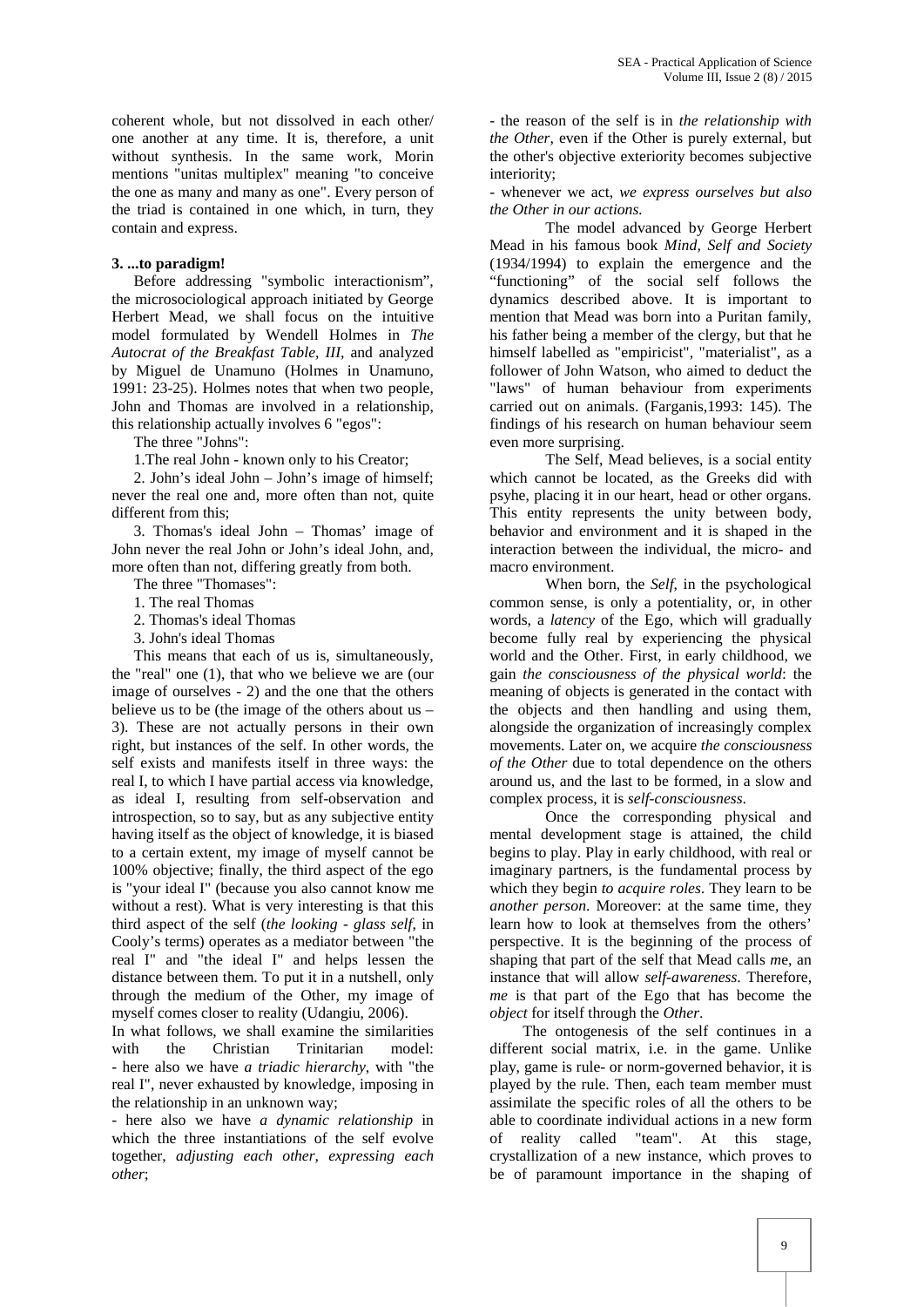coherent whole, but not dissolved in each other/ one another at any time. It is, therefore, a unit without synthesis. In the same work, Morin mentions "unitas multiplex" meaning "to conceive the one as many and many as one". Every person of the triad is contained in one which, in turn, they contain and express.

### 3. ...to paradigm!

Before addressing "symbolic interactionism", the microsociological approach initiated by George Herbert Mead, we shall focus on the intuitive model formulated by Wendell Holmes in *The Autocrat of the Breakfast Table, III*, and analyzed by Miguel de Unamuno (Holmes in Unamuno, 1991: 23-25). Holmes notes that when two people, John and Thomas are involved in a relationship, this relationship actually involves 6 "egos":

The three "Johns":

1.The real John - known only to his Creator;

2. John's ideal John – John's image of himself; never the real one and, more often than not, quite different from this;

3. Thomas's ideal John – Thomas' image of John never the real John or John's ideal John, and, more often than not, differing greatly from both.

The three "Thomases":

1. The real Thomas
2. Thomas's ideal Thomas
3. John's ideal Thomas

This means that each of us is, simultaneously, the "real" one (1), that who we believe we are (our image of ourselves - 2) and the one that the others believe us to be (the image of the others about us – 3). These are not actually persons in their own right, but instances of the self. In other words, the self exists and manifests itself in three ways: the real I, to which I have partial access via knowledge, as ideal I, resulting from self-observation and introspection, so to say, but as any subjective entity having itself as the object of knowledge, it is biased to a certain extent, my image of myself cannot be 100% objective; finally, the third aspect of the ego is "your ideal I" (because you also cannot know me without a rest). What is very interesting is that this third aspect of the self (*the looking - glass self*, in Cooly's terms) operates as a mediator between "the real I" and "the ideal I" and helps lessen the distance between them. To put it in a nutshell, only through the medium of the Other, my image of myself comes closer to reality (Udangiu, 2006).

In what follows, we shall examine the similarities with the Christian Trinitarian model:

- here also we have *a triadic hierarchy*, with "the real I", never exhausted by knowledge, imposing in the relationship in an unknown way;
- here also we have *a dynamic relationship* in which the three instantiations of the self evolve together, *adjusting each other, expressing each other*;
- the reason of the self is in *the relationship with the Other*, even if the Other is purely external, but the other's objective exteriority becomes subjective interiority;
- whenever we act, *we express ourselves but also the Other in our actions.*

The model advanced by George Herbert Mead in his famous book *Mind, Self and Society* (1934/1994) to explain the emergence and the "functioning" of the social self follows the dynamics described above. It is important to mention that Mead was born into a Puritan family, his father being a member of the clergy, but that he himself labelled as "empiricist", "materialist", as a follower of John Watson, who aimed to deduct the "laws" of human behaviour from experiments carried out on animals. (Farganis,1993: 145). The findings of his research on human behaviour seem even more surprising.

The Self, Mead believes, is a social entity which cannot be located, as the Greeks did with psyhe, placing it in our heart, head or other organs. This entity represents the unity between body, behavior and environment and it is shaped in the interaction between the individual, the micro- and macro environment.

When born, the *Self*, in the psychological common sense, is only a potentiality, or, in other words, a *latency* of the Ego, which will gradually become fully real by experiencing the physical world and the Other. First, in early childhood, we gain *the consciousness of the physical world*: the meaning of objects is generated in the contact with the objects and then handling and using them, alongside the organization of increasingly complex movements. Later on, we acquire *the consciousness of the Other* due to total dependence on the others around us, and the last to be formed, in a slow and complex process, it is *self-consciousness*.

Once the corresponding physical and mental development stage is attained, the child begins to play. Play in early childhood, with real or imaginary partners, is the fundamental process by which they begin *to acquire roles*. They learn to be *another person*. Moreover: at the same time, they learn how to look at themselves from the others' perspective. It is the beginning of the process of shaping that part of the self that Mead calls *me*, an instance that will allow *self-awareness*. Therefore, *me* is that part of the Ego that has become the *object* for itself through the *Other*.

The ontogenesis of the self continues in a different social matrix, i.e. in the game. Unlike play, game is rule- or norm-governed behavior, it is played by the rule. Then, each team member must assimilate the specific roles of all the others to be able to coordinate individual actions in a new form of reality called "team". At this stage, crystallization of a new instance, which proves to be of paramount importance in the shaping of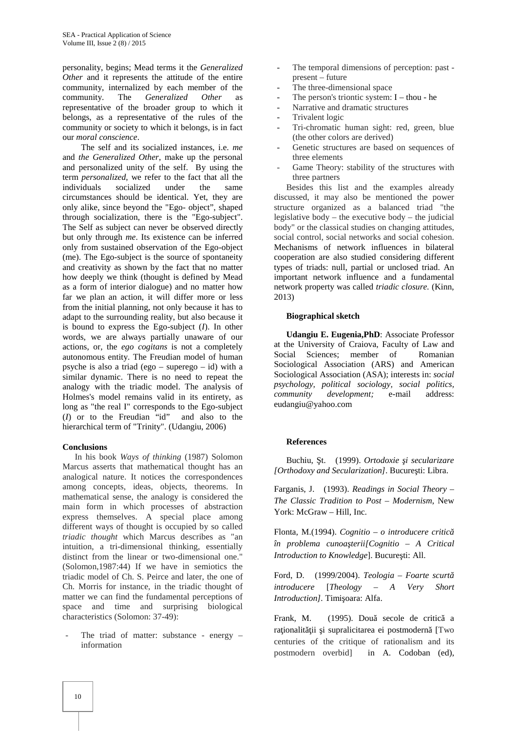personality, begins; Mead terms it the *Generalized Other* and it represents the attitude of the entire community, internalized by each member of the community. The *Generalized Other* as representative of the broader group to which it belongs, as a representative of the rules of the community or society to which it belongs, is in fact our *moral conscience*.

The self and its socialized instances, i.e. *me* and *the Generalized Other*, make up the personal and personalized unity of the self. By using the term *personalized*, we refer to the fact that all the individuals socialized under the same circumstances should be identical. Yet, they are only alike, since beyond the "Ego- object", shaped through socialization, there is the "Ego-subject". The Self as subject can never be observed directly but only through *me*. Its existence can be inferred only from sustained observation of the Ego-object (me). The Ego-subject is the source of spontaneity and creativity as shown by the fact that no matter how deeply we think (thought is defined by Mead as a form of interior dialogue) and no matter how far we plan an action, it will differ more or less from the initial planning, not only because it has to adapt to the surrounding reality, but also because it is bound to express the Ego-subject (*I*). In other words, we are always partially unaware of our actions, or, the *ego cogitans* is not a completely autonomous entity. The Freudian model of human psyche is also a triad (ego – superego – id) with a similar dynamic. There is no need to repeat the analogy with the triadic model. The analysis of Holmes's model remains valid in its entirety, as long as "the real I" corresponds to the Ego-subject (*I*) or to the Freudian "id" and also to the hierarchical term of "Trinity". (Udangiu, 2006)

**Conclusions**

In his book *Ways of thinking* (1987) Solomon Marcus asserts that mathematical thought has an analogical nature. It notices the correspondences among concepts, ideas, objects, theorems. In mathematical sense, the analogy is considered the main form in which processes of abstraction express themselves. A special place among different ways of thought is occupied by so called *triadic thought* which Marcus describes as "an intuition, a tri-dimensional thinking, essentially distinct from the linear or two-dimensional one." (Solomon,1987:44) If we have in semiotics the triadic model of Ch. S. Peirce and later, the one of Ch. Morris for instance, in the triadic thought of matter we can find the fundamental perceptions of space and time and surprising biological characteristics (Solomon: 37-49):

- The triad of matter: substance - energy – information
- The temporal dimensions of perception: past - present – future
- The three-dimensional space
- The person's triontic system: I – thou - he
- Narrative and dramatic structures
- Trivalent logic
- Tri-chromatic human sight: red, green, blue (the other colors are derived)
- Genetic structures are based on sequences of three elements
- Game Theory: stability of the structures with three partners

Besides this list and the examples already discussed, it may also be mentioned the power structure organized as a balanced triad "the legislative body – the executive body – the judicial body" or the classical studies on changing attitudes, social control, social networks and social cohesion. Mechanisms of network influences in bilateral cooperation are also studied considering different types of triads: null, partial or unclosed triad. An important network influence and a fundamental network property was called *triadic closure.* (Kinn, 2013)

**Biographical sketch**

**Udangiu E. Eugenia,PhD**: Associate Professor at the University of Craiova, Faculty of Law and Social Sciences; member of Romanian Sociological Association (ARS) and American Sociological Association (ASA); interests in: *social psychology, political sociology, social politics, community development;* e-mail address: eudangiu@yahoo.com

**References**

Buchiu, Şt. (1999). *Ortodoxie şi secularizare [Orthodoxy and Secularization]*. Bucureşti: Libra.

Farganis, J. (1993). *Readings in Social Theory – The Classic Tradition to Post – Modernism*, New York: McGraw – Hill, Inc.

Flonta, M.(1994). *Cognitio – o introducere critică în problema cunoaşterii[Cognitio – A Critical Introduction to Knowledge*]. Bucureşti: All.

Ford, D. (1999/2004). *Teologia – Foarte scurtă introducere* [*Theology – A Very Short Introduction]*. Timişoara: Alfa.

Frank, M. (1995). Două secole de critică a raţionalităţii şi supralicitarea ei postmodernă [Two centuries of the critique of rationalism and its postmodern overbid] in A. Codoban (ed),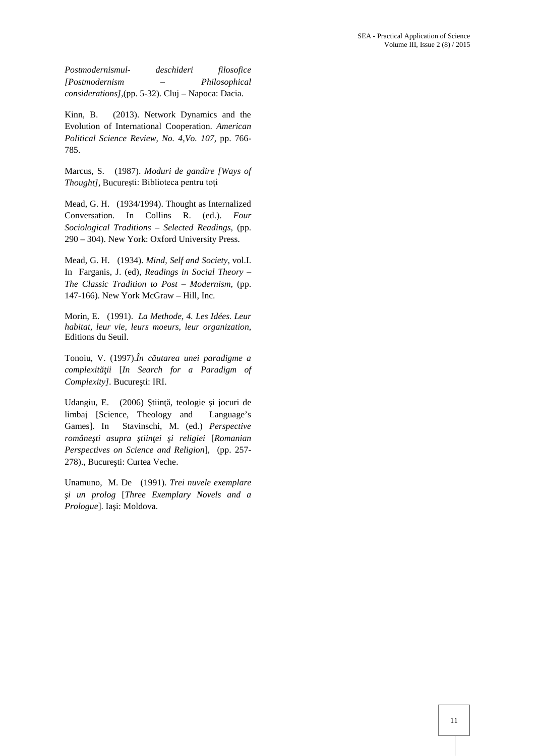*Postmodernismul- deschideri filosofice [Postmodernism – Philosophical considerations]*,(pp. 5-32). Cluj – Napoca: Dacia.

Kinn, B. (2013). Network Dynamics and the Evolution of International Cooperation. *American Political Science Review, No. 4,Vo. 107*, pp. 766-785.

Marcus, S. (1987). *Moduri de gandire [Ways of Thought]*, București: Biblioteca pentru toți

Mead, G. H. (1934/1994). Thought as Internalized Conversation. In Collins R. (ed.). *Four Sociological Traditions – Selected Readings*, (pp. 290 – 304). New York: Oxford University Press.

Mead, G. H. (1934). *Mind, Self and Society*, vol.I. In Farganis, J. (ed), *Readings in Social Theory – The Classic Tradition to Post – Modernism*, (pp. 147-166). New York McGraw – Hill, Inc.

Morin, E. (1991). *La Methode, 4. Les Idées. Leur habitat, leur vie, leurs moeurs, leur organization*, Editions du Seuil.

Tonoiu, V. (1997).*În căutarea unei paradigme a complexităţii* [*In Search for a Paradigm of Complexity]*. Bucureşti: IRI.

Udangiu, E. (2006) Ştiinţă, teologie şi jocuri de limbaj [Science, Theology and Language's Games]. In Stavinschi, M. (ed.) *Perspective româneşti asupra ştiinţei şi religiei* [*Romanian Perspectives on Science and Religion*], (pp. 257-278)., Bucureşti: Curtea Veche.

Unamuno, M. De (1991). *Trei nuvele exemplare şi un prolog* [*Three Exemplary Novels and a Prologue*]. Iaşi: Moldova.